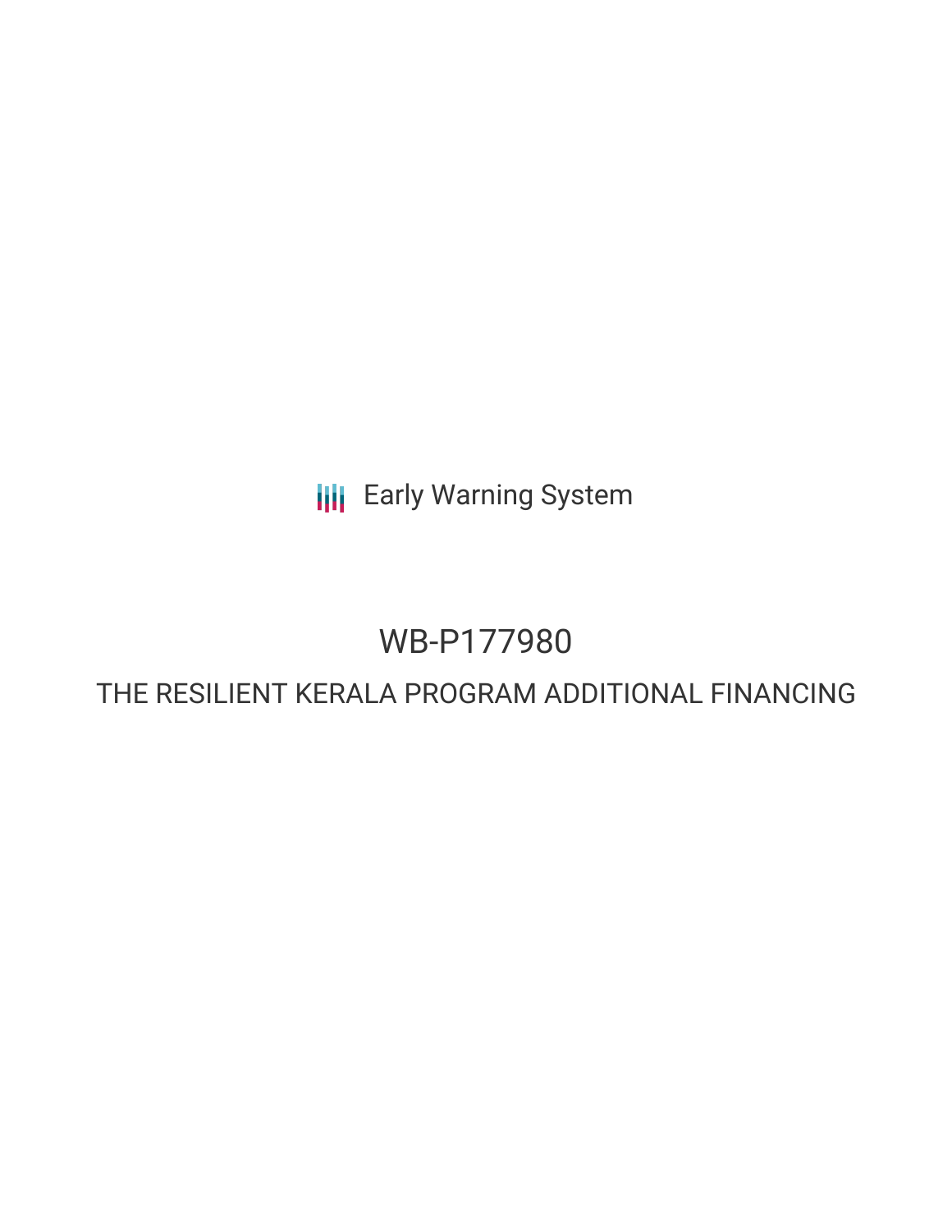Early Warning System

# WB-P177980

## THE RESILIENT KERALA PROGRAM ADDITIONAL FINANCING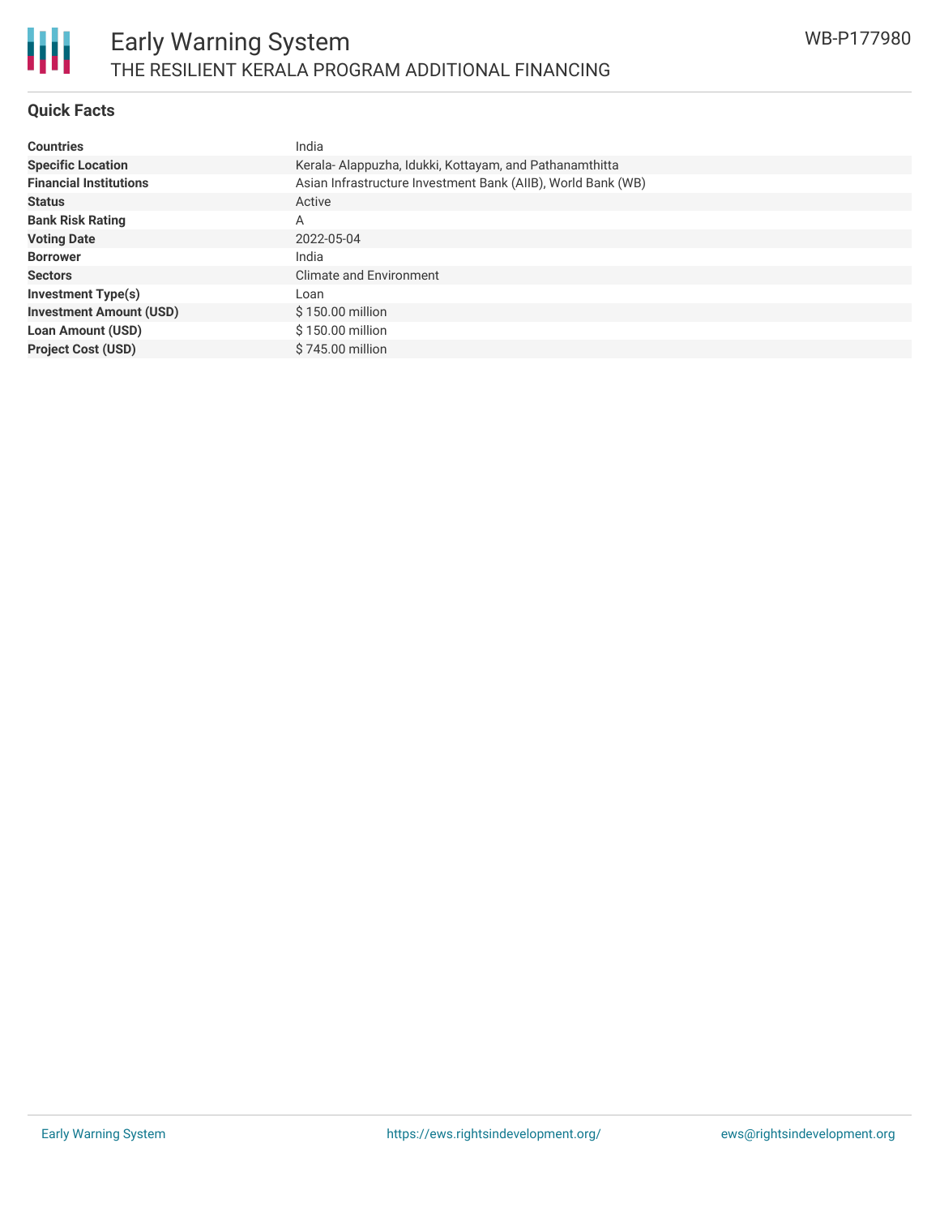## Quick Facts

| | |
|---|---|
| **Countries** | India |
| **Specific Location** | Kerala- Alappuzha, Idukki, Kottayam, and Pathanamthitta |
| **Financial Institutions** | Asian Infrastructure Investment Bank (AIIB), World Bank (WB) |
| **Status** | Active |
| **Bank Risk Rating** | A |
| **Voting Date** | 2022-05-04 |
| **Borrower** | India |
| **Sectors** | Climate and Environment |
| **Investment Type(s)** | Loan |
| **Investment Amount (USD)** | $ 150.00 million |
| **Loan Amount (USD)** | $ 150.00 million |
| **Project Cost (USD)** | $ 745.00 million |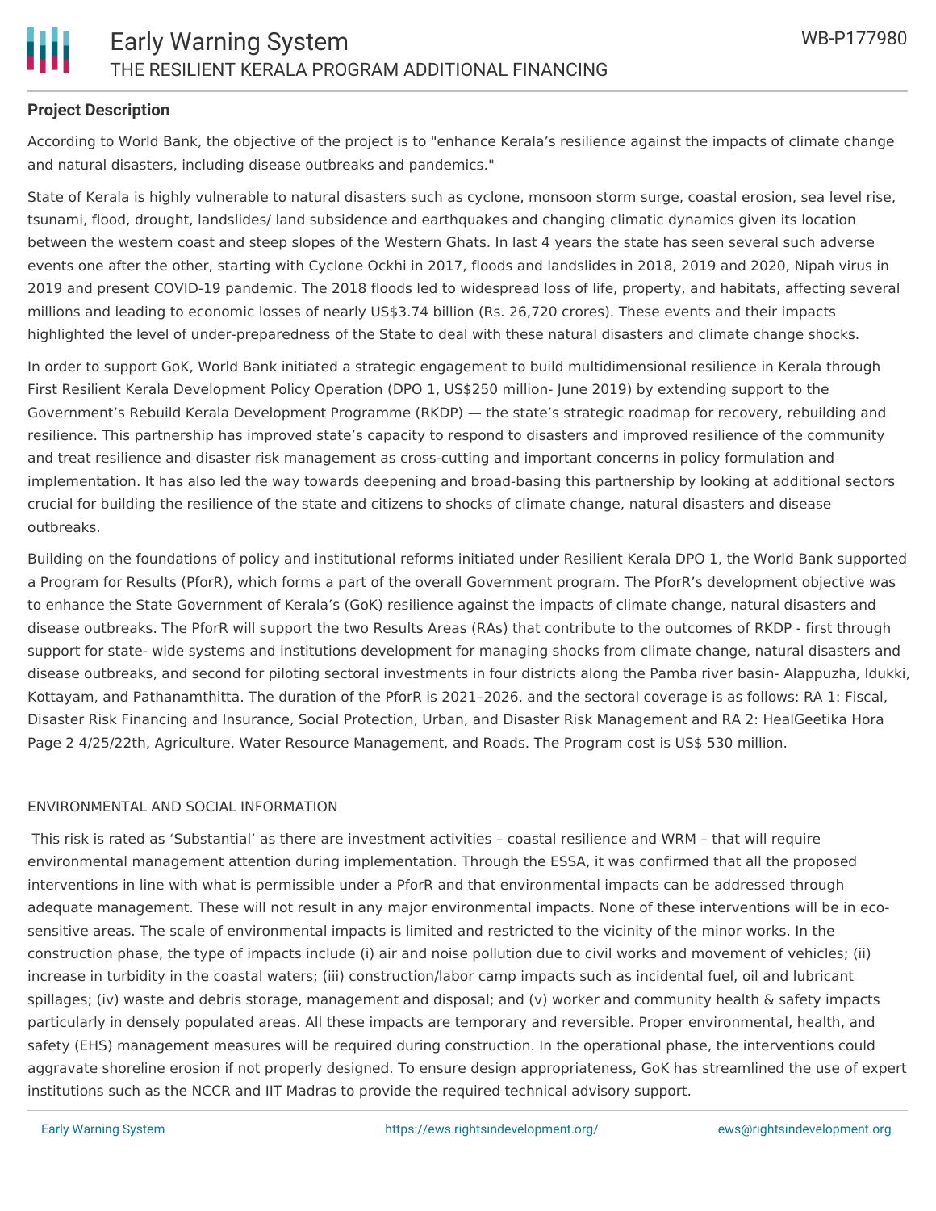**Project Description**

According to World Bank, the objective of the project is to "enhance Kerala's resilience against the impacts of climate change and natural disasters, including disease outbreaks and pandemics."

State of Kerala is highly vulnerable to natural disasters such as cyclone, monsoon storm surge, coastal erosion, sea level rise, tsunami, flood, drought, landslides/ land subsidence and earthquakes and changing climatic dynamics given its location between the western coast and steep slopes of the Western Ghats. In last 4 years the state has seen several such adverse events one after the other, starting with Cyclone Ockhi in 2017, floods and landslides in 2018, 2019 and 2020, Nipah virus in 2019 and present COVID-19 pandemic. The 2018 floods led to widespread loss of life, property, and habitats, affecting several millions and leading to economic losses of nearly US$3.74 billion (Rs. 26,720 crores). These events and their impacts highlighted the level of under-preparedness of the State to deal with these natural disasters and climate change shocks.

In order to support GoK, World Bank initiated a strategic engagement to build multidimensional resilience in Kerala through First Resilient Kerala Development Policy Operation (DPO 1, US$250 million- June 2019) by extending support to the Government's Rebuild Kerala Development Programme (RKDP) — the state's strategic roadmap for recovery, rebuilding and resilience. This partnership has improved state's capacity to respond to disasters and improved resilience of the community and treat resilience and disaster risk management as cross-cutting and important concerns in policy formulation and implementation. It has also led the way towards deepening and broad-basing this partnership by looking at additional sectors crucial for building the resilience of the state and citizens to shocks of climate change, natural disasters and disease outbreaks.

Building on the foundations of policy and institutional reforms initiated under Resilient Kerala DPO 1, the World Bank supported a Program for Results (PforR), which forms a part of the overall Government program. The PforR's development objective was to enhance the State Government of Kerala's (GoK) resilience against the impacts of climate change, natural disasters and disease outbreaks. The PforR will support the two Results Areas (RAs) that contribute to the outcomes of RKDP - first through support for state- wide systems and institutions development for managing shocks from climate change, natural disasters and disease outbreaks, and second for piloting sectoral investments in four districts along the Pamba river basin- Alappuzha, Idukki, Kottayam, and Pathanamthitta. The duration of the PforR is 2021–2026, and the sectoral coverage is as follows: RA 1: Fiscal, Disaster Risk Financing and Insurance, Social Protection, Urban, and Disaster Risk Management and RA 2: HealGeetika Hora Page 2 4/25/22th, Agriculture, Water Resource Management, and Roads. The Program cost is US$ 530 million.

ENVIRONMENTAL AND SOCIAL INFORMATION

This risk is rated as 'Substantial' as there are investment activities – coastal resilience and WRM – that will require environmental management attention during implementation. Through the ESSA, it was confirmed that all the proposed interventions in line with what is permissible under a PforR and that environmental impacts can be addressed through adequate management. These will not result in any major environmental impacts. None of these interventions will be in eco-sensitive areas. The scale of environmental impacts is limited and restricted to the vicinity of the minor works. In the construction phase, the type of impacts include (i) air and noise pollution due to civil works and movement of vehicles; (ii) increase in turbidity in the coastal waters; (iii) construction/labor camp impacts such as incidental fuel, oil and lubricant spillages; (iv) waste and debris storage, management and disposal; and (v) worker and community health & safety impacts particularly in densely populated areas. All these impacts are temporary and reversible. Proper environmental, health, and safety (EHS) management measures will be required during construction. In the operational phase, the interventions could aggravate shoreline erosion if not properly designed. To ensure design appropriateness, GoK has streamlined the use of expert institutions such as the NCCR and IIT Madras to provide the required technical advisory support.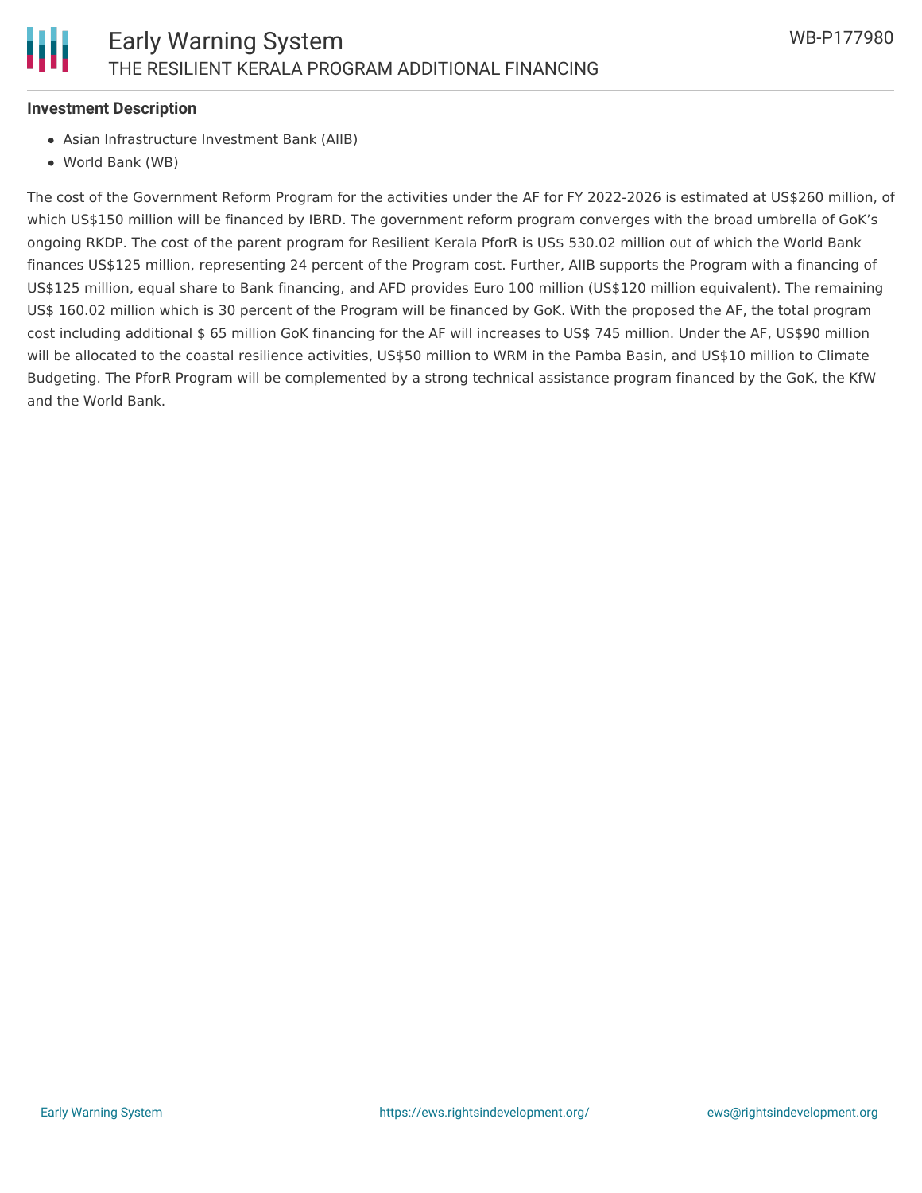**Investment Description**

- Asian Infrastructure Investment Bank (AIIB)
- World Bank (WB)

The cost of the Government Reform Program for the activities under the AF for FY 2022-2026 is estimated at US$260 million, of which US$150 million will be financed by IBRD. The government reform program converges with the broad umbrella of GoK's ongoing RKDP. The cost of the parent program for Resilient Kerala PforR is US$ 530.02 million out of which the World Bank finances US$125 million, representing 24 percent of the Program cost. Further, AIIB supports the Program with a financing of US$125 million, equal share to Bank financing, and AFD provides Euro 100 million (US$120 million equivalent). The remaining US$ 160.02 million which is 30 percent of the Program will be financed by GoK. With the proposed the AF, the total program cost including additional $ 65 million GoK financing for the AF will increases to US$ 745 million. Under the AF, US$90 million will be allocated to the coastal resilience activities, US$50 million to WRM in the Pamba Basin, and US$10 million to Climate Budgeting. The PforR Program will be complemented by a strong technical assistance program financed by the GoK, the KfW and the World Bank.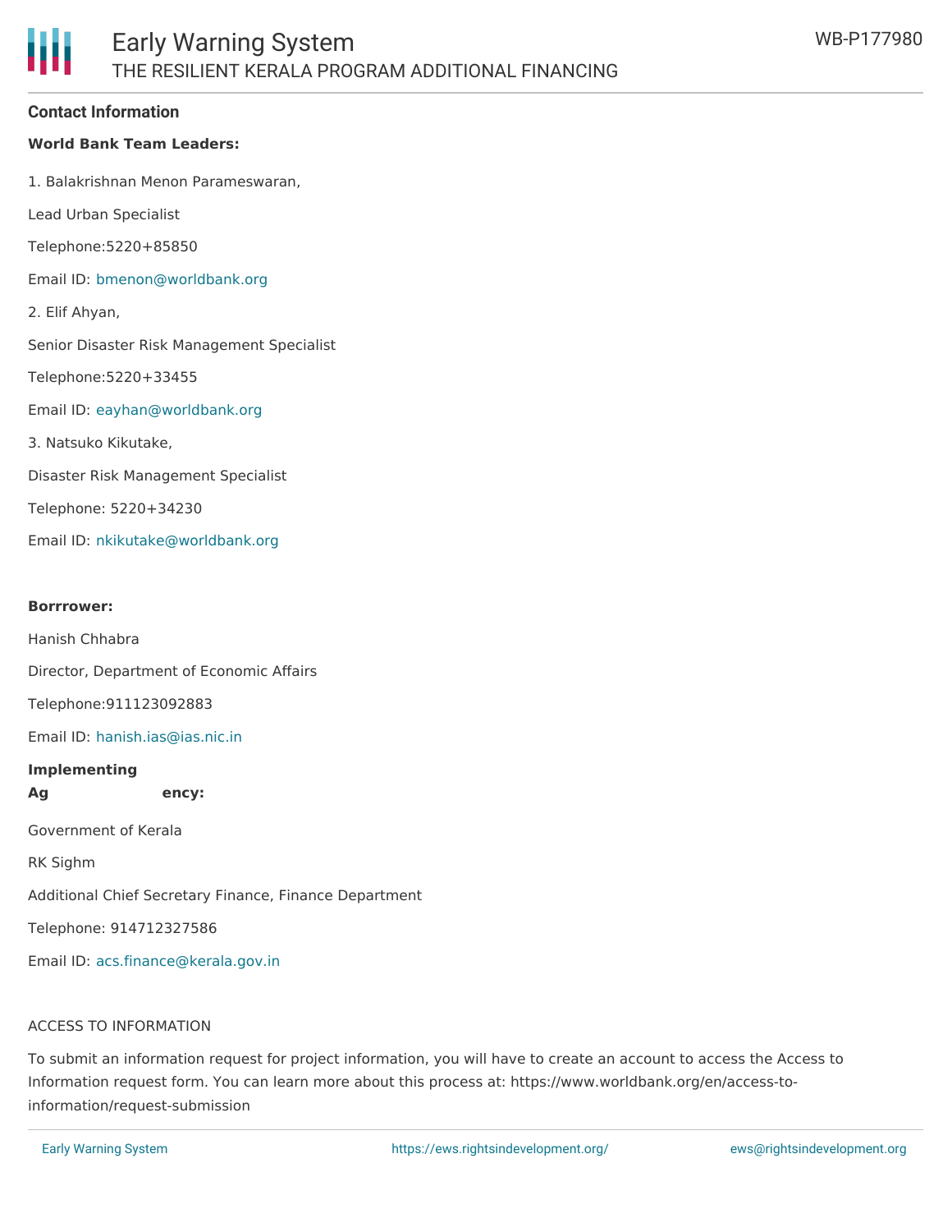## Contact Information

**World Bank Team Leaders:**

1. Balakrishnan Menon Parameswaran,

Lead Urban Specialist

Telephone:5220+85850

Email ID: bmenon@worldbank.org

2. Elif Ahyan,

Senior Disaster Risk Management Specialist

Telephone:5220+33455

Email ID: eayhan@worldbank.org

3. Natsuko Kikutake,

Disaster Risk Management Specialist

Telephone: 5220+34230

Email ID: nkikutake@worldbank.org

**Borrrower:**

Hanish Chhabra

Director, Department of Economic Affairs

Telephone:911123092883

Email ID: hanish.ias@ias.nic.in

**Implementing Agency:**

Government of Kerala

RK Sighm

Additional Chief Secretary Finance, Finance Department

Telephone: 914712327586

Email ID: acs.finance@kerala.gov.in

ACCESS TO INFORMATION

To submit an information request for project information, you will have to create an account to access the Access to Information request form. You can learn more about this process at: https://www.worldbank.org/en/access-to-information/request-submission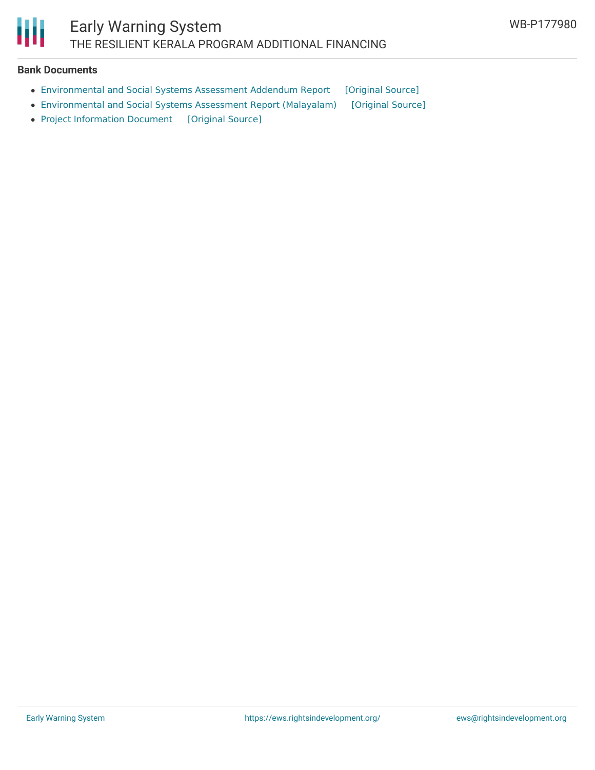**Bank Documents**

- Environmental and Social Systems Assessment Addendum Report [Original Source]
- Environmental and Social Systems Assessment Report (Malayalam) [Original Source]
- Project Information Document [Original Source]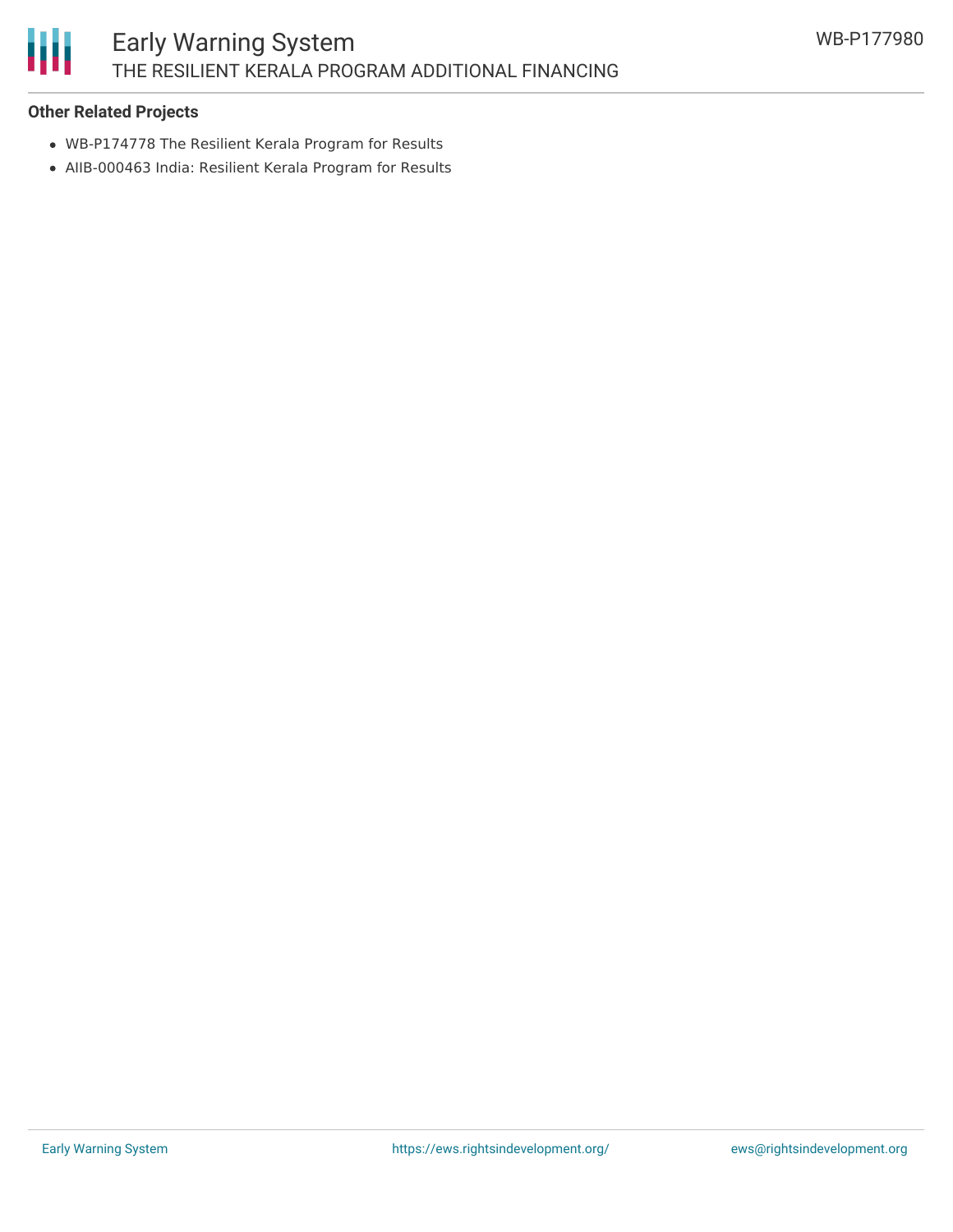**Other Related Projects**

- WB-P174778 The Resilient Kerala Program for Results
- AIIB-000463 India: Resilient Kerala Program for Results